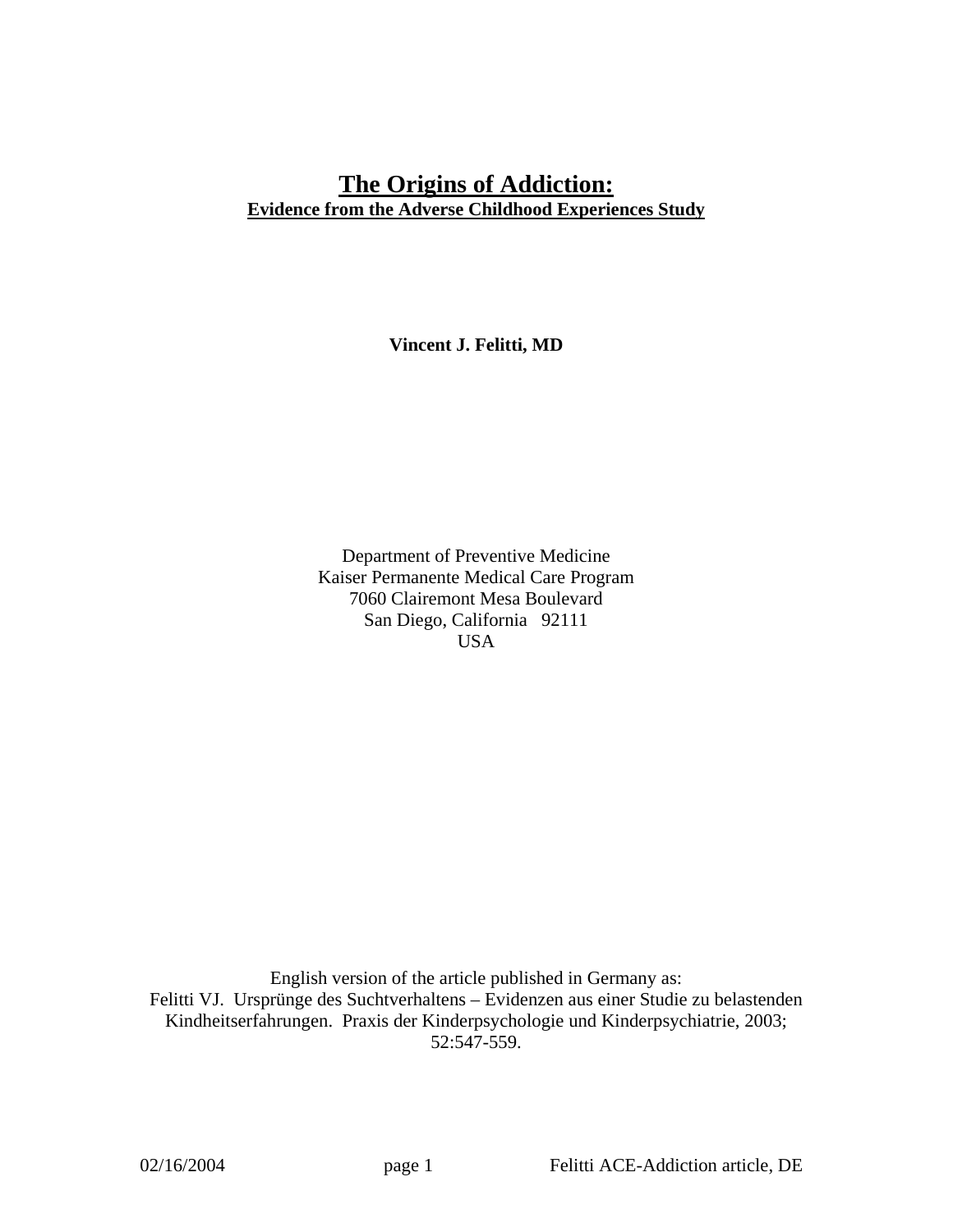# The Origins of Addiction:

## Evidence from the Adverse Childhood Experiences Study

**Vincent J. Felitti, MD**

Department of Preventive Medicine
Kaiser Permanente Medical Care Program
7060 Clairemont Mesa Boulevard
San Diego, California 92111
USA

English version of the article published in Germany as:
Felitti VJ. Ursprünge des Suchtverhaltens – Evidenzen aus einer Studie zu belastenden Kindheitserfahrungen. Praxis der Kinderpsychologie und Kinderpsychiatrie, 2003; 52:547-559.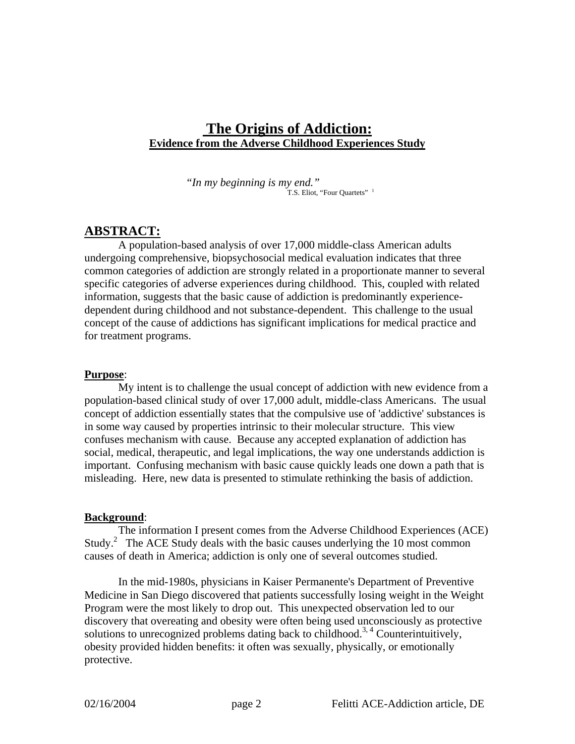# The Origins of Addiction:

## Evidence from the Adverse Childhood Experiences Study

> *"In my beginning is my end."*
>
> T.S. Eliot, "Four Quartets" [1]

## ABSTRACT:

A population-based analysis of over 17,000 middle-class American adults undergoing comprehensive, biopsychosocial medical evaluation indicates that three common categories of addiction are strongly related in a proportionate manner to several specific categories of adverse experiences during childhood. This, coupled with related information, suggests that the basic cause of addiction is predominantly experience-dependent during childhood and not substance-dependent. This challenge to the usual concept of the cause of addictions has significant implications for medical practice and for treatment programs.

**Purpose**:

My intent is to challenge the usual concept of addiction with new evidence from a population-based clinical study of over 17,000 adult, middle-class Americans. The usual concept of addiction essentially states that the compulsive use of 'addictive' substances is in some way caused by properties intrinsic to their molecular structure. This view confuses mechanism with cause. Because any accepted explanation of addiction has social, medical, therapeutic, and legal implications, the way one understands addiction is important. Confusing mechanism with basic cause quickly leads one down a path that is misleading. Here, new data is presented to stimulate rethinking the basis of addiction.

**Background**:

The information I present comes from the Adverse Childhood Experiences (ACE) Study.[2] The ACE Study deals with the basic causes underlying the 10 most common causes of death in America; addiction is only one of several outcomes studied.

In the mid-1980s, physicians in Kaiser Permanente's Department of Preventive Medicine in San Diego discovered that patients successfully losing weight in the Weight Program were the most likely to drop out. This unexpected observation led to our discovery that overeating and obesity were often being used unconsciously as protective solutions to unrecognized problems dating back to childhood.[3, 4] Counterintuitively, obesity provided hidden benefits: it often was sexually, physically, or emotionally protective.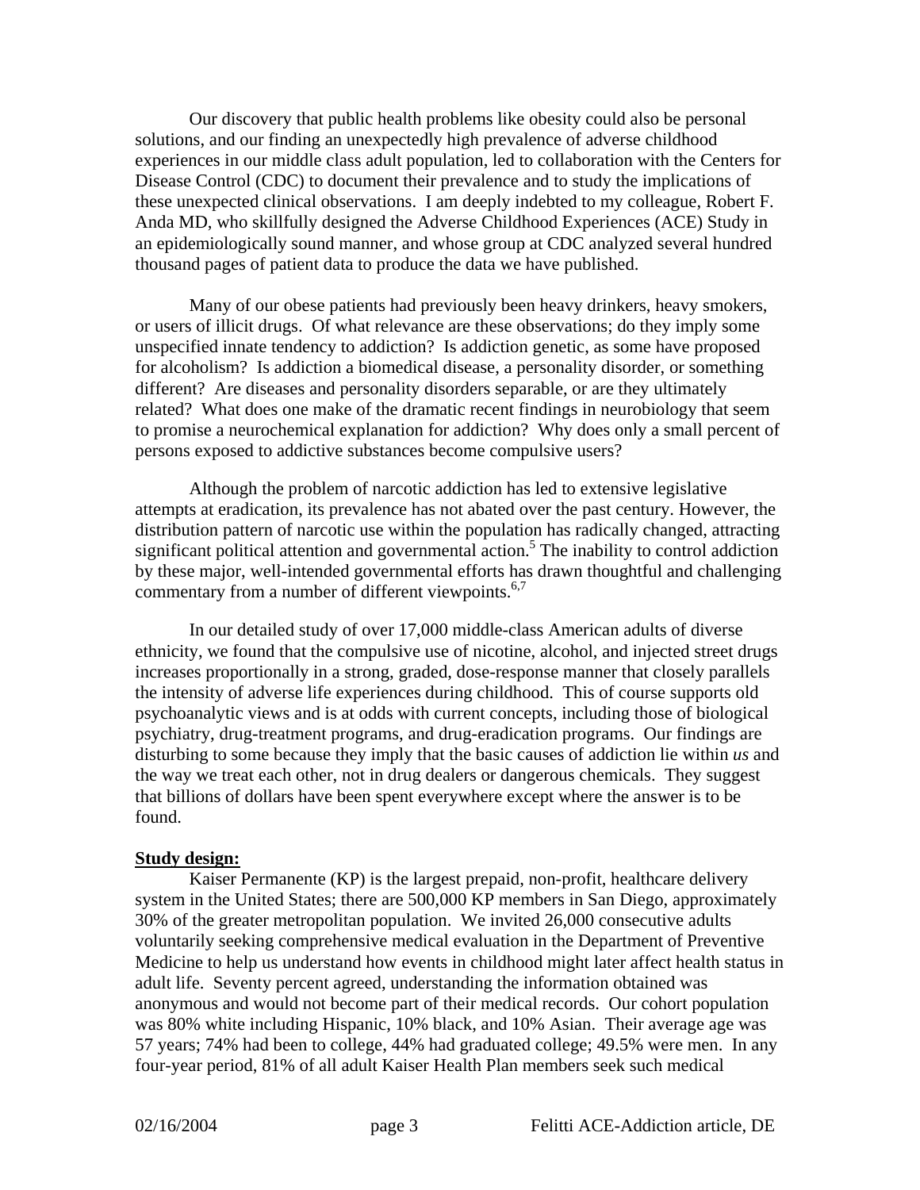Our discovery that public health problems like obesity could also be personal solutions, and our finding an unexpectedly high prevalence of adverse childhood experiences in our middle class adult population, led to collaboration with the Centers for Disease Control (CDC) to document their prevalence and to study the implications of these unexpected clinical observations. I am deeply indebted to my colleague, Robert F. Anda MD, who skillfully designed the Adverse Childhood Experiences (ACE) Study in an epidemiologically sound manner, and whose group at CDC analyzed several hundred thousand pages of patient data to produce the data we have published.

Many of our obese patients had previously been heavy drinkers, heavy smokers, or users of illicit drugs. Of what relevance are these observations; do they imply some unspecified innate tendency to addiction? Is addiction genetic, as some have proposed for alcoholism? Is addiction a biomedical disease, a personality disorder, or something different? Are diseases and personality disorders separable, or are they ultimately related? What does one make of the dramatic recent findings in neurobiology that seem to promise a neurochemical explanation for addiction? Why does only a small percent of persons exposed to addictive substances become compulsive users?

Although the problem of narcotic addiction has led to extensive legislative attempts at eradication, its prevalence has not abated over the past century. However, the distribution pattern of narcotic use within the population has radically changed, attracting significant political attention and governmental action.[5] The inability to control addiction by these major, well-intended governmental efforts has drawn thoughtful and challenging commentary from a number of different viewpoints.[6,7]

In our detailed study of over 17,000 middle-class American adults of diverse ethnicity, we found that the compulsive use of nicotine, alcohol, and injected street drugs increases proportionally in a strong, graded, dose-response manner that closely parallels the intensity of adverse life experiences during childhood. This of course supports old psychoanalytic views and is at odds with current concepts, including those of biological psychiatry, drug-treatment programs, and drug-eradication programs. Our findings are disturbing to some because they imply that the basic causes of addiction lie within *us* and the way we treat each other, not in drug dealers or dangerous chemicals. They suggest that billions of dollars have been spent everywhere except where the answer is to be found.

**Study design:**

Kaiser Permanente (KP) is the largest prepaid, non-profit, healthcare delivery system in the United States; there are 500,000 KP members in San Diego, approximately 30% of the greater metropolitan population. We invited 26,000 consecutive adults voluntarily seeking comprehensive medical evaluation in the Department of Preventive Medicine to help us understand how events in childhood might later affect health status in adult life. Seventy percent agreed, understanding the information obtained was anonymous and would not become part of their medical records. Our cohort population was 80% white including Hispanic, 10% black, and 10% Asian. Their average age was 57 years; 74% had been to college, 44% had graduated college; 49.5% were men. In any four-year period, 81% of all adult Kaiser Health Plan members seek such medical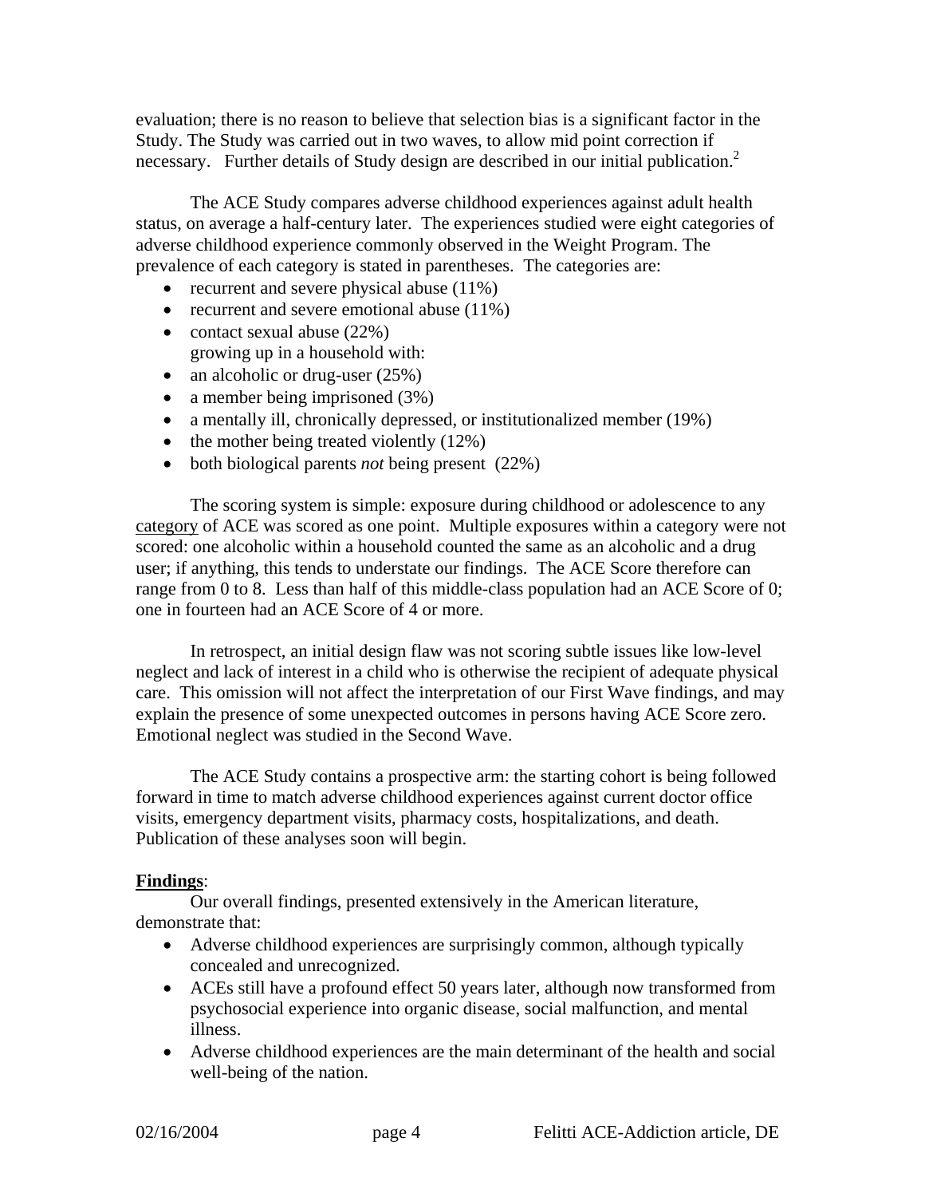evaluation; there is no reason to believe that selection bias is a significant factor in the Study. The Study was carried out in two waves, to allow mid point correction if necessary. Further details of Study design are described in our initial publication.[2]

The ACE Study compares adverse childhood experiences against adult health status, on average a half-century later. The experiences studied were eight categories of adverse childhood experience commonly observed in the Weight Program. The prevalence of each category is stated in parentheses. The categories are:

- recurrent and severe physical abuse (11%)
- recurrent and severe emotional abuse (11%)
- contact sexual abuse (22%)

  growing up in a household with:
- an alcoholic or drug-user (25%)
- a member being imprisoned (3%)
- a mentally ill, chronically depressed, or institutionalized member (19%)
- the mother being treated violently (12%)
- both biological parents *not* being present (22%)

The scoring system is simple: exposure during childhood or adolescence to any <u>category</u> of ACE was scored as one point. Multiple exposures within a category were not scored: one alcoholic within a household counted the same as an alcoholic and a drug user; if anything, this tends to understate our findings. The ACE Score therefore can range from 0 to 8. Less than half of this middle-class population had an ACE Score of 0; one in fourteen had an ACE Score of 4 or more.

In retrospect, an initial design flaw was not scoring subtle issues like low-level neglect and lack of interest in a child who is otherwise the recipient of adequate physical care. This omission will not affect the interpretation of our First Wave findings, and may explain the presence of some unexpected outcomes in persons having ACE Score zero. Emotional neglect was studied in the Second Wave.

The ACE Study contains a prospective arm: the starting cohort is being followed forward in time to match adverse childhood experiences against current doctor office visits, emergency department visits, pharmacy costs, hospitalizations, and death. Publication of these analyses soon will begin.

**<u>Findings</u>**:

Our overall findings, presented extensively in the American literature, demonstrate that:

- Adverse childhood experiences are surprisingly common, although typically concealed and unrecognized.
- ACEs still have a profound effect 50 years later, although now transformed from psychosocial experience into organic disease, social malfunction, and mental illness.
- Adverse childhood experiences are the main determinant of the health and social well-being of the nation.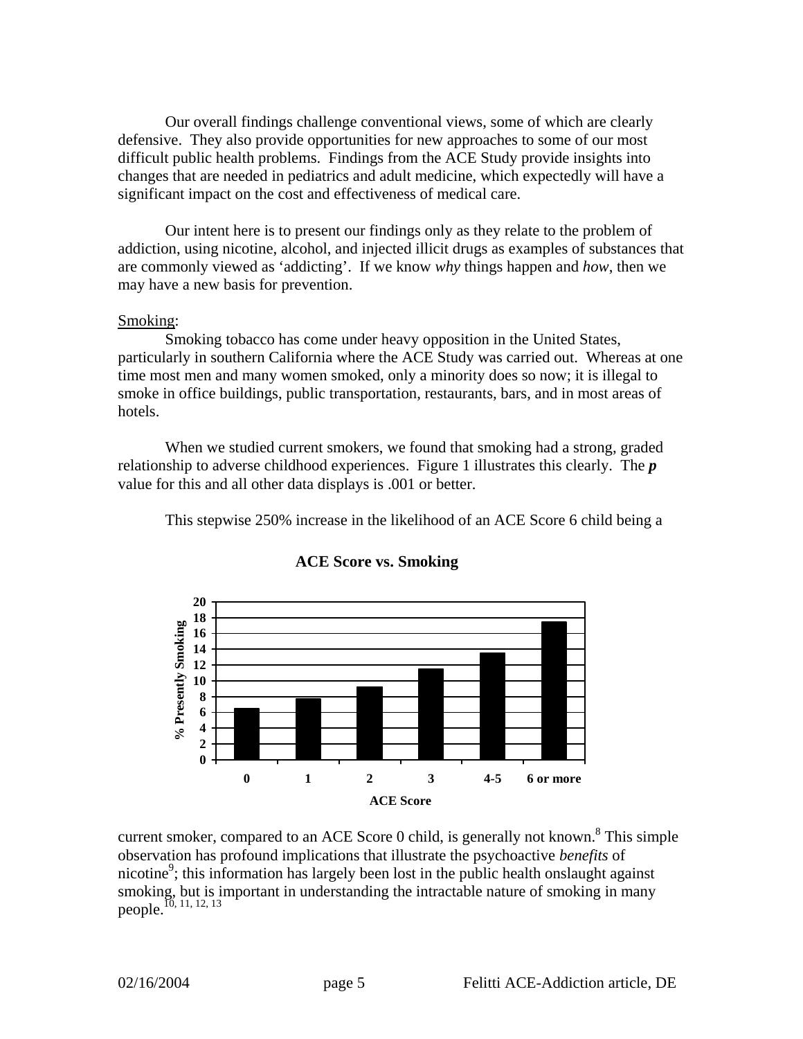Our overall findings challenge conventional views, some of which are clearly defensive. They also provide opportunities for new approaches to some of our most difficult public health problems. Findings from the ACE Study provide insights into changes that are needed in pediatrics and adult medicine, which expectedly will have a significant impact on the cost and effectiveness of medical care.

Our intent here is to present our findings only as they relate to the problem of addiction, using nicotine, alcohol, and injected illicit drugs as examples of substances that are commonly viewed as 'addicting'. If we know *why* things happen and *how*, then we may have a new basis for prevention.

Smoking:

Smoking tobacco has come under heavy opposition in the United States, particularly in southern California where the ACE Study was carried out. Whereas at one time most men and many women smoked, only a minority does so now; it is illegal to smoke in office buildings, public transportation, restaurants, bars, and in most areas of hotels.

When we studied current smokers, we found that smoking had a strong, graded relationship to adverse childhood experiences. Figure 1 illustrates this clearly. The ***p*** value for this and all other data displays is .001 or better.

This stepwise 250% increase in the likelihood of an ACE Score 6 child being a current smoker, compared to an ACE Score 0 child, is generally not known.[8] This simple observation has profound implications that illustrate the psychoactive *benefits* of nicotine[9]; this information has largely been lost in the public health onslaught against smoking, but is important in understanding the intractable nature of smoking in many people.[10, 11, 12, 13]

**ACE Score vs. Smoking**

% Presently Smoking

20
18
16
14
12
10
8
6
4
2
0

0
1
2
3
4-5
6 or more

ACE Score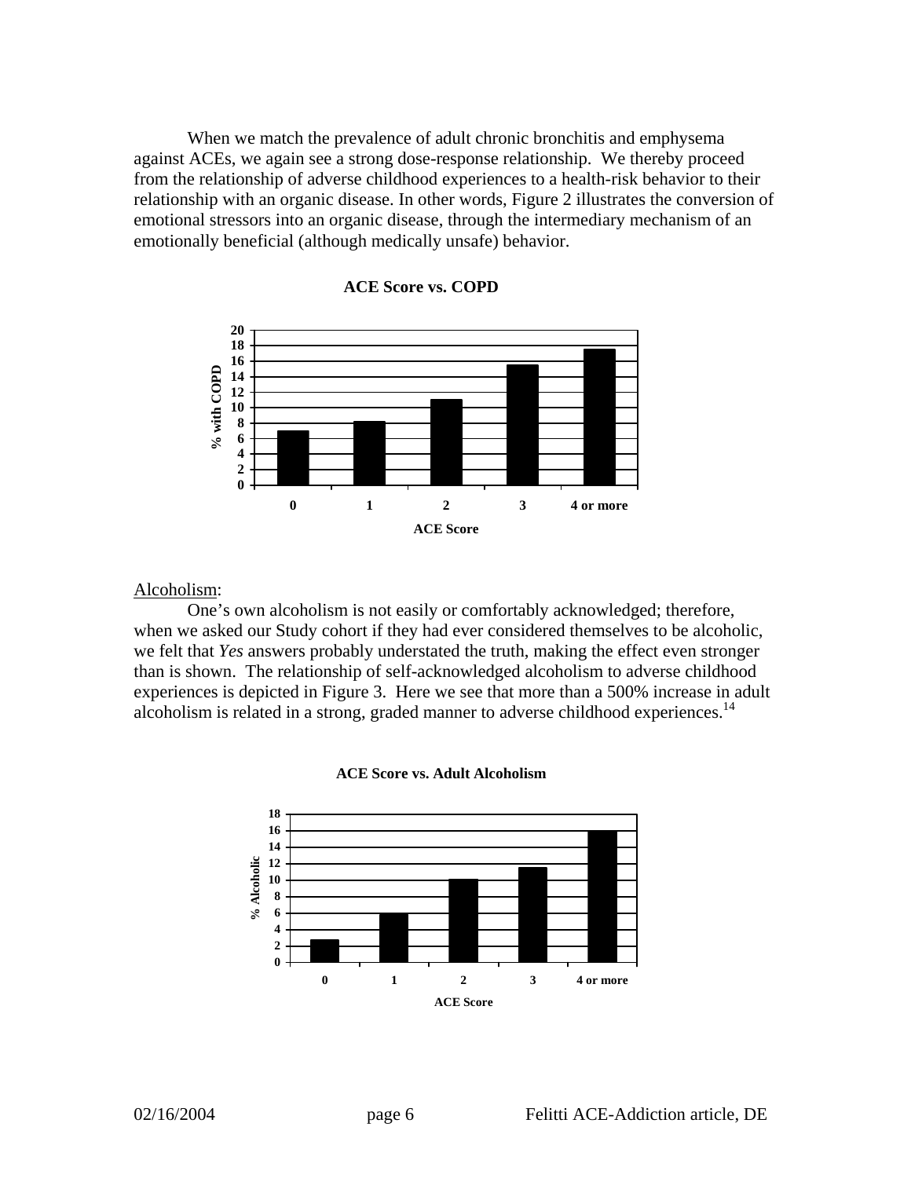When we match the prevalence of adult chronic bronchitis and emphysema against ACEs, we again see a strong dose-response relationship. We thereby proceed from the relationship of adverse childhood experiences to a health-risk behavior to their relationship with an organic disease. In other words, Figure 2 illustrates the conversion of emotional stressors into an organic disease, through the intermediary mechanism of an emotionally beneficial (although medically unsafe) behavior.

**ACE Score vs. COPD**

% with COPD

20
18
16
14
12
10
8
6
4
2
0

0 1 2 3 4 or more

ACE Score

Alcoholism:

One's own alcoholism is not easily or comfortably acknowledged; therefore, when we asked our Study cohort if they had ever considered themselves to be alcoholic, we felt that *Yes* answers probably understated the truth, making the effect even stronger than is shown. The relationship of self-acknowledged alcoholism to adverse childhood experiences is depicted in Figure 3. Here we see that more than a 500% increase in adult alcoholism is related in a strong, graded manner to adverse childhood experiences.[14]

**ACE Score vs. Adult Alcoholism**

% Alcoholic

18
16
14
12
10
8
6
4
2
0

0 1 2 3 4 or more

ACE Score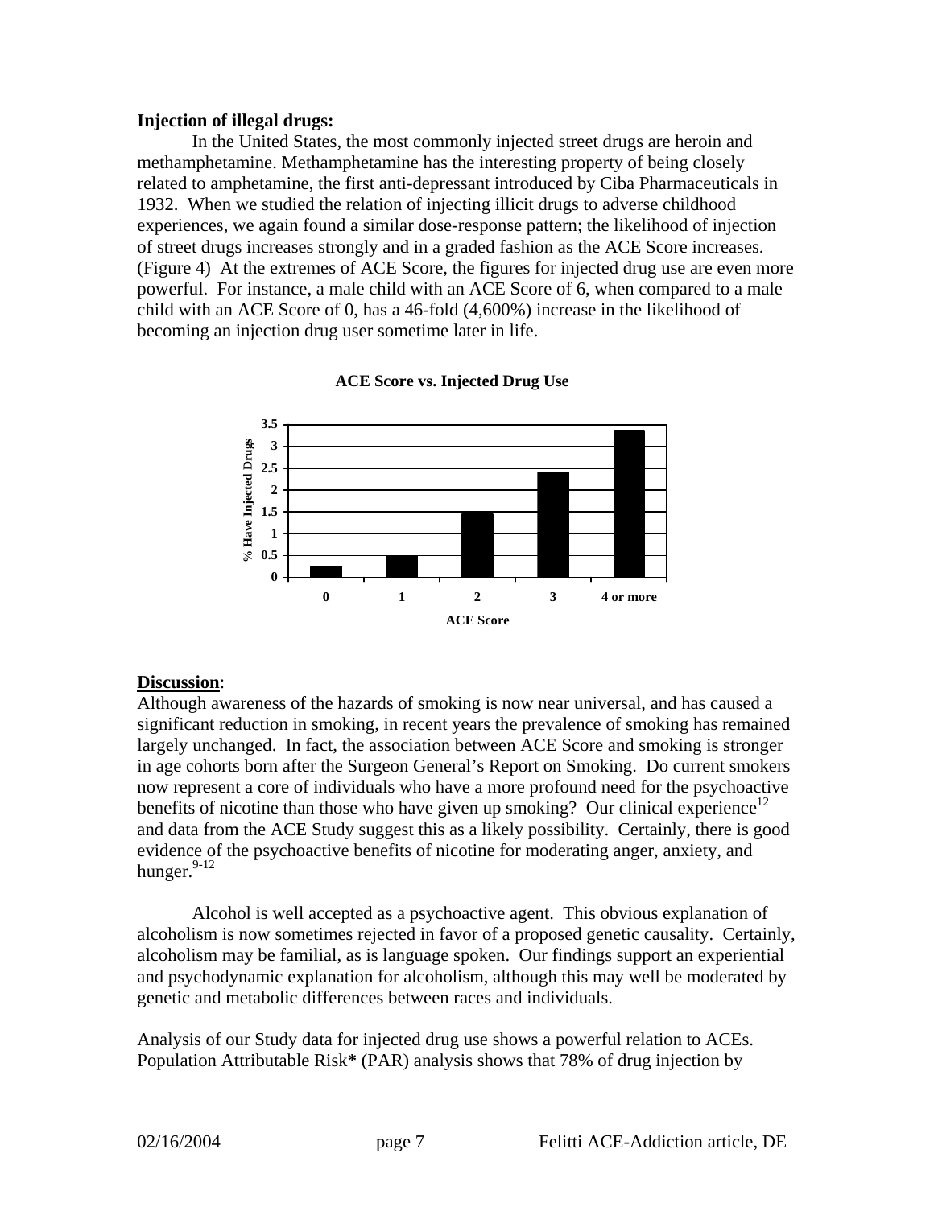**Injection of illegal drugs:**

In the United States, the most commonly injected street drugs are heroin and methamphetamine. Methamphetamine has the interesting property of being closely related to amphetamine, the first anti-depressant introduced by Ciba Pharmaceuticals in 1932. When we studied the relation of injecting illicit drugs to adverse childhood experiences, we again found a similar dose-response pattern; the likelihood of injection of street drugs increases strongly and in a graded fashion as the ACE Score increases. (Figure 4) At the extremes of ACE Score, the figures for injected drug use are even more powerful. For instance, a male child with an ACE Score of 6, when compared to a male child with an ACE Score of 0, has a 46-fold (4,600%) increase in the likelihood of becoming an injection drug user sometime later in life.

**ACE Score vs. Injected Drug Use**

% Have Injected Drugs

3.5
3
2.5
2
1.5
1
0.5
0

0
1
2
3
4 or more

ACE Score

**Discussion**:

Although awareness of the hazards of smoking is now near universal, and has caused a significant reduction in smoking, in recent years the prevalence of smoking has remained largely unchanged. In fact, the association between ACE Score and smoking is stronger in age cohorts born after the Surgeon General's Report on Smoking. Do current smokers now represent a core of individuals who have a more profound need for the psychoactive benefits of nicotine than those who have given up smoking? Our clinical experience[12] and data from the ACE Study suggest this as a likely possibility. Certainly, there is good evidence of the psychoactive benefits of nicotine for moderating anger, anxiety, and hunger.[9-12]

Alcohol is well accepted as a psychoactive agent. This obvious explanation of alcoholism is now sometimes rejected in favor of a proposed genetic causality. Certainly, alcoholism may be familial, as is language spoken. Our findings support an experiential and psychodynamic explanation for alcoholism, although this may well be moderated by genetic and metabolic differences between races and individuals.

Analysis of our Study data for injected drug use shows a powerful relation to ACEs. Population Attributable Risk**\*** (PAR) analysis shows that 78% of drug injection by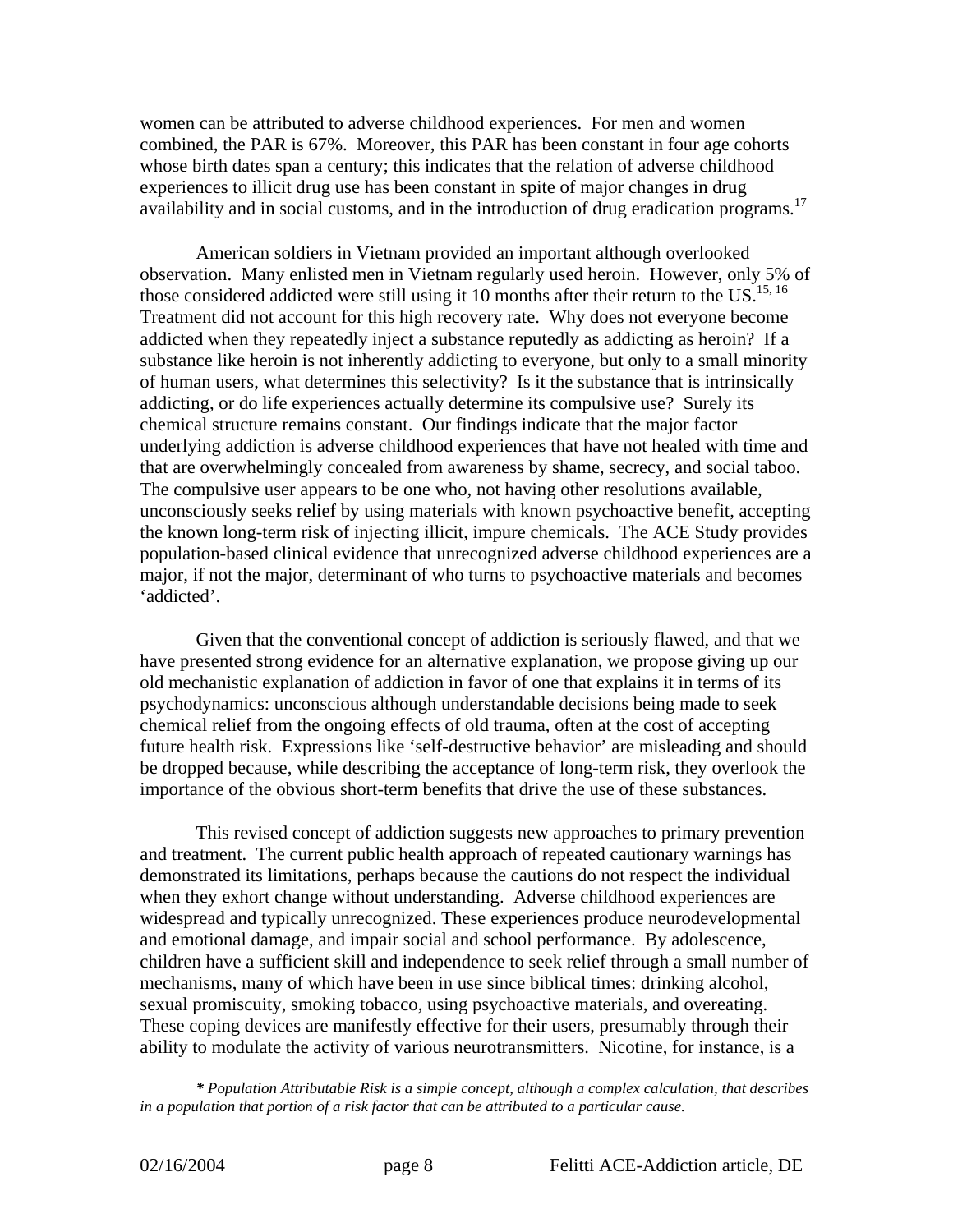women can be attributed to adverse childhood experiences. For men and women combined, the PAR is 67%. Moreover, this PAR has been constant in four age cohorts whose birth dates span a century; this indicates that the relation of adverse childhood experiences to illicit drug use has been constant in spite of major changes in drug availability and in social customs, and in the introduction of drug eradication programs.[17]

American soldiers in Vietnam provided an important although overlooked observation. Many enlisted men in Vietnam regularly used heroin. However, only 5% of those considered addicted were still using it 10 months after their return to the US.[15, 16] Treatment did not account for this high recovery rate. Why does not everyone become addicted when they repeatedly inject a substance reputedly as addicting as heroin? If a substance like heroin is not inherently addicting to everyone, but only to a small minority of human users, what determines this selectivity? Is it the substance that is intrinsically addicting, or do life experiences actually determine its compulsive use? Surely its chemical structure remains constant. Our findings indicate that the major factor underlying addiction is adverse childhood experiences that have not healed with time and that are overwhelmingly concealed from awareness by shame, secrecy, and social taboo. The compulsive user appears to be one who, not having other resolutions available, unconsciously seeks relief by using materials with known psychoactive benefit, accepting the known long-term risk of injecting illicit, impure chemicals. The ACE Study provides population-based clinical evidence that unrecognized adverse childhood experiences are a major, if not the major, determinant of who turns to psychoactive materials and becomes 'addicted'.

Given that the conventional concept of addiction is seriously flawed, and that we have presented strong evidence for an alternative explanation, we propose giving up our old mechanistic explanation of addiction in favor of one that explains it in terms of its psychodynamics: unconscious although understandable decisions being made to seek chemical relief from the ongoing effects of old trauma, often at the cost of accepting future health risk. Expressions like 'self-destructive behavior' are misleading and should be dropped because, while describing the acceptance of long-term risk, they overlook the importance of the obvious short-term benefits that drive the use of these substances.

This revised concept of addiction suggests new approaches to primary prevention and treatment. The current public health approach of repeated cautionary warnings has demonstrated its limitations, perhaps because the cautions do not respect the individual when they exhort change without understanding. Adverse childhood experiences are widespread and typically unrecognized. These experiences produce neurodevelopmental and emotional damage, and impair social and school performance. By adolescence, children have a sufficient skill and independence to seek relief through a small number of mechanisms, many of which have been in use since biblical times: drinking alcohol, sexual promiscuity, smoking tobacco, using psychoactive materials, and overeating. These coping devices are manifestly effective for their users, presumably through their ability to modulate the activity of various neurotransmitters. Nicotine, for instance, is a

*\* Population Attributable Risk is a simple concept, although a complex calculation, that describes in a population that portion of a risk factor that can be attributed to a particular cause.*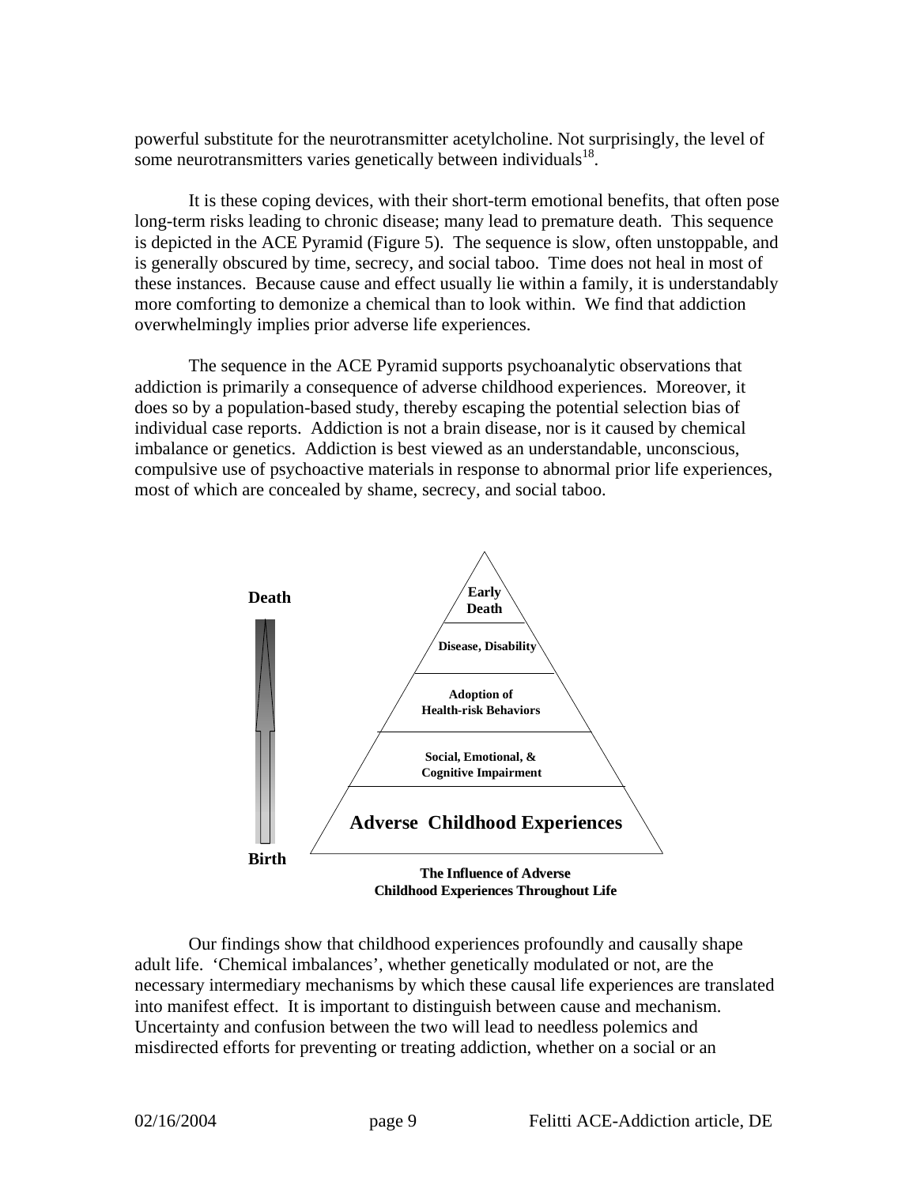powerful substitute for the neurotransmitter acetylcholine. Not surprisingly, the level of some neurotransmitters varies genetically between individuals[18].

It is these coping devices, with their short-term emotional benefits, that often pose long-term risks leading to chronic disease; many lead to premature death. This sequence is depicted in the ACE Pyramid (Figure 5). The sequence is slow, often unstoppable, and is generally obscured by time, secrecy, and social taboo. Time does not heal in most of these instances. Because cause and effect usually lie within a family, it is understandably more comforting to demonize a chemical than to look within. We find that addiction overwhelmingly implies prior adverse life experiences.

The sequence in the ACE Pyramid supports psychoanalytic observations that addiction is primarily a consequence of adverse childhood experiences. Moreover, it does so by a population-based study, thereby escaping the potential selection bias of individual case reports. Addiction is not a brain disease, nor is it caused by chemical imbalance or genetics. Addiction is best viewed as an understandable, unconscious, compulsive use of psychoactive materials in response to abnormal prior life experiences, most of which are concealed by shame, secrecy, and social taboo.

**Death**

**Early Death**

**Disease, Disability**

**Adoption of Health-risk Behaviors**

**Social, Emotional, & Cognitive Impairment**

**Adverse Childhood Experiences**

**Birth**

**The Influence of Adverse Childhood Experiences Throughout Life**

Our findings show that childhood experiences profoundly and causally shape adult life. 'Chemical imbalances', whether genetically modulated or not, are the necessary intermediary mechanisms by which these causal life experiences are translated into manifest effect. It is important to distinguish between cause and mechanism. Uncertainty and confusion between the two will lead to needless polemics and misdirected efforts for preventing or treating addiction, whether on a social or an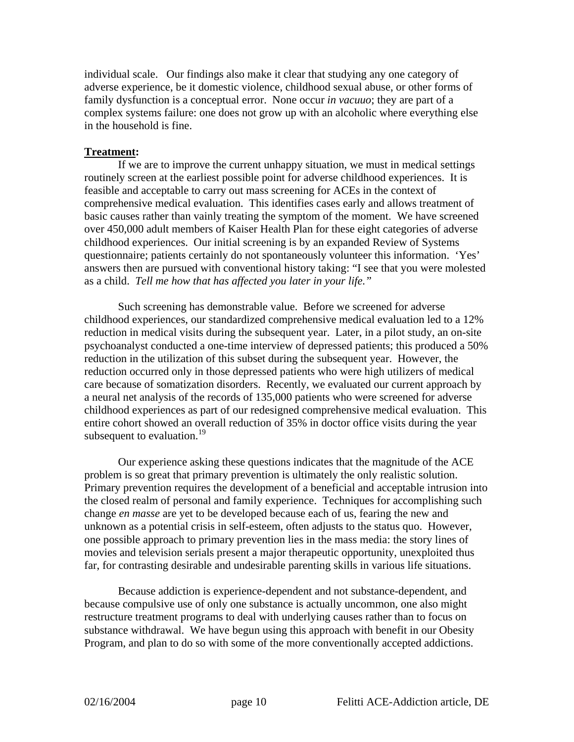individual scale. Our findings also make it clear that studying any one category of adverse experience, be it domestic violence, childhood sexual abuse, or other forms of family dysfunction is a conceptual error. None occur *in vacuuo*; they are part of a complex systems failure: one does not grow up with an alcoholic where everything else in the household is fine.

**Treatment:**

If we are to improve the current unhappy situation, we must in medical settings routinely screen at the earliest possible point for adverse childhood experiences. It is feasible and acceptable to carry out mass screening for ACEs in the context of comprehensive medical evaluation. This identifies cases early and allows treatment of basic causes rather than vainly treating the symptom of the moment. We have screened over 450,000 adult members of Kaiser Health Plan for these eight categories of adverse childhood experiences. Our initial screening is by an expanded Review of Systems questionnaire; patients certainly do not spontaneously volunteer this information. 'Yes' answers then are pursued with conventional history taking: "I see that you were molested as a child. *Tell me how that has affected you later in your life."*

Such screening has demonstrable value. Before we screened for adverse childhood experiences, our standardized comprehensive medical evaluation led to a 12% reduction in medical visits during the subsequent year. Later, in a pilot study, an on-site psychoanalyst conducted a one-time interview of depressed patients; this produced a 50% reduction in the utilization of this subset during the subsequent year. However, the reduction occurred only in those depressed patients who were high utilizers of medical care because of somatization disorders. Recently, we evaluated our current approach by a neural net analysis of the records of 135,000 patients who were screened for adverse childhood experiences as part of our redesigned comprehensive medical evaluation. This entire cohort showed an overall reduction of 35% in doctor office visits during the year subsequent to evaluation.[19]

Our experience asking these questions indicates that the magnitude of the ACE problem is so great that primary prevention is ultimately the only realistic solution. Primary prevention requires the development of a beneficial and acceptable intrusion into the closed realm of personal and family experience. Techniques for accomplishing such change *en masse* are yet to be developed because each of us, fearing the new and unknown as a potential crisis in self-esteem, often adjusts to the status quo. However, one possible approach to primary prevention lies in the mass media: the story lines of movies and television serials present a major therapeutic opportunity, unexploited thus far, for contrasting desirable and undesirable parenting skills in various life situations.

Because addiction is experience-dependent and not substance-dependent, and because compulsive use of only one substance is actually uncommon, one also might restructure treatment programs to deal with underlying causes rather than to focus on substance withdrawal. We have begun using this approach with benefit in our Obesity Program, and plan to do so with some of the more conventionally accepted addictions.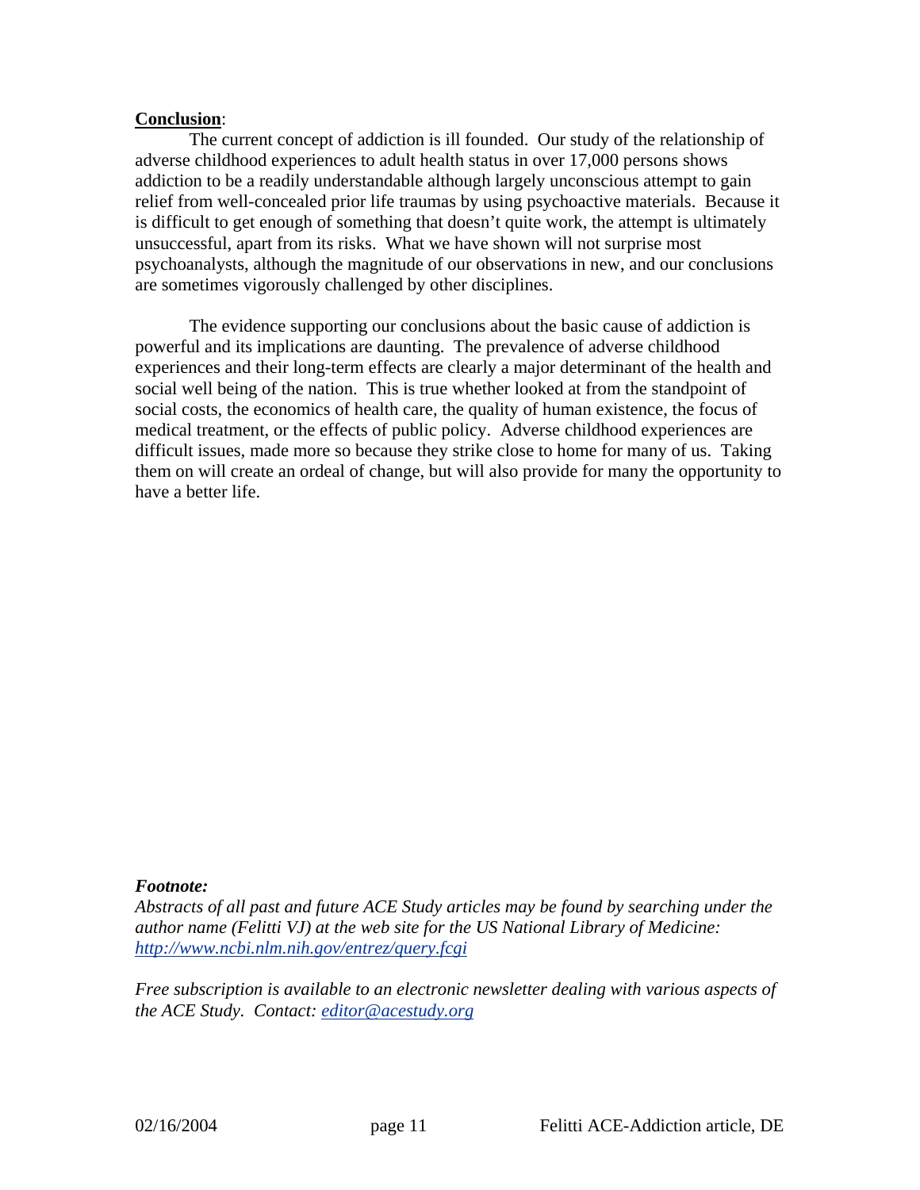**Conclusion**:

The current concept of addiction is ill founded. Our study of the relationship of adverse childhood experiences to adult health status in over 17,000 persons shows addiction to be a readily understandable although largely unconscious attempt to gain relief from well-concealed prior life traumas by using psychoactive materials. Because it is difficult to get enough of something that doesn't quite work, the attempt is ultimately unsuccessful, apart from its risks. What we have shown will not surprise most psychoanalysts, although the magnitude of our observations in new, and our conclusions are sometimes vigorously challenged by other disciplines.

The evidence supporting our conclusions about the basic cause of addiction is powerful and its implications are daunting. The prevalence of adverse childhood experiences and their long-term effects are clearly a major determinant of the health and social well being of the nation. This is true whether looked at from the standpoint of social costs, the economics of health care, the quality of human existence, the focus of medical treatment, or the effects of public policy. Adverse childhood experiences are difficult issues, made more so because they strike close to home for many of us. Taking them on will create an ordeal of change, but will also provide for many the opportunity to have a better life.

***Footnote:***

*Abstracts of all past and future ACE Study articles may be found by searching under the author name (Felitti VJ) at the web site for the US National Library of Medicine: http://www.ncbi.nlm.nih.gov/entrez/query.fcgi*

*Free subscription is available to an electronic newsletter dealing with various aspects of the ACE Study. Contact: editor@acestudy.org*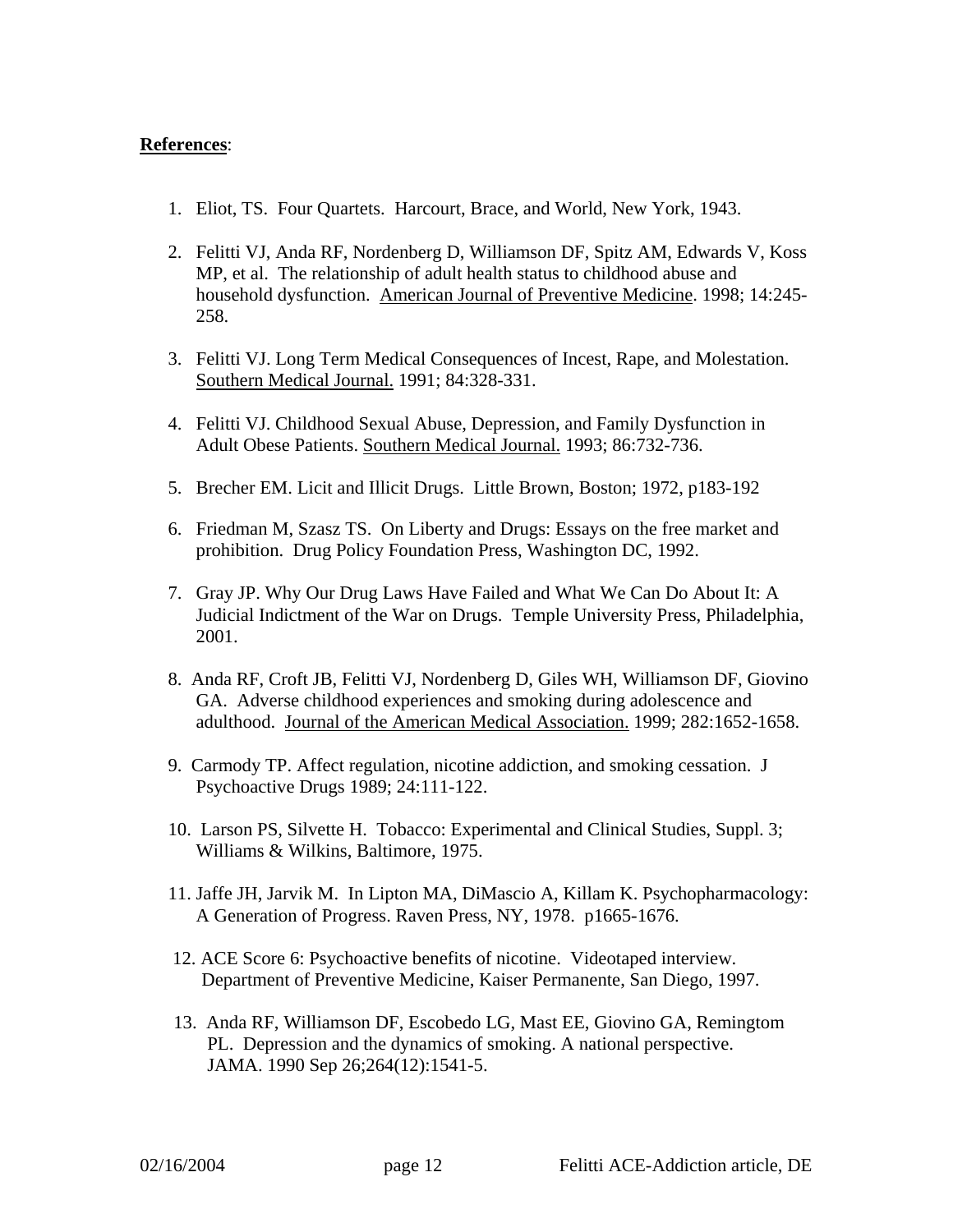**References**:

1. Eliot, TS. Four Quartets. Harcourt, Brace, and World, New York, 1943.

2. Felitti VJ, Anda RF, Nordenberg D, Williamson DF, Spitz AM, Edwards V, Koss MP, et al. The relationship of adult health status to childhood abuse and household dysfunction. American Journal of Preventive Medicine. 1998; 14:245-258.

3. Felitti VJ. Long Term Medical Consequences of Incest, Rape, and Molestation. Southern Medical Journal. 1991; 84:328-331.

4. Felitti VJ. Childhood Sexual Abuse, Depression, and Family Dysfunction in Adult Obese Patients. Southern Medical Journal. 1993; 86:732-736.

5. Brecher EM. Licit and Illicit Drugs. Little Brown, Boston; 1972, p183-192

6. Friedman M, Szasz TS. On Liberty and Drugs: Essays on the free market and prohibition. Drug Policy Foundation Press, Washington DC, 1992.

7. Gray JP. Why Our Drug Laws Have Failed and What We Can Do About It: A Judicial Indictment of the War on Drugs. Temple University Press, Philadelphia, 2001.

8. Anda RF, Croft JB, Felitti VJ, Nordenberg D, Giles WH, Williamson DF, Giovino GA. Adverse childhood experiences and smoking during adolescence and adulthood. Journal of the American Medical Association. 1999; 282:1652-1658.

9. Carmody TP. Affect regulation, nicotine addiction, and smoking cessation. J Psychoactive Drugs 1989; 24:111-122.

10. Larson PS, Silvette H. Tobacco: Experimental and Clinical Studies, Suppl. 3; Williams & Wilkins, Baltimore, 1975.

11. Jaffe JH, Jarvik M. In Lipton MA, DiMascio A, Killam K. Psychopharmacology: A Generation of Progress. Raven Press, NY, 1978. p1665-1676.

12. ACE Score 6: Psychoactive benefits of nicotine. Videotaped interview. Department of Preventive Medicine, Kaiser Permanente, San Diego, 1997.

13. Anda RF, Williamson DF, Escobedo LG, Mast EE, Giovino GA, Remingtom PL. Depression and the dynamics of smoking. A national perspective. JAMA. 1990 Sep 26;264(12):1541-5.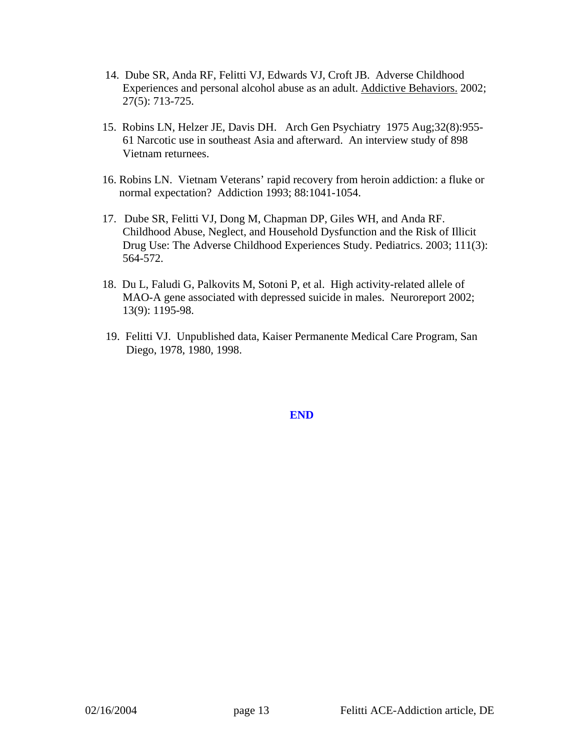14. Dube SR, Anda RF, Felitti VJ, Edwards VJ, Croft JB. Adverse Childhood Experiences and personal alcohol abuse as an adult. Addictive Behaviors. 2002; 27(5): 713-725.

15. Robins LN, Helzer JE, Davis DH. Arch Gen Psychiatry 1975 Aug;32(8):955-61 Narcotic use in southeast Asia and afterward. An interview study of 898 Vietnam returnees.

16. Robins LN. Vietnam Veterans' rapid recovery from heroin addiction: a fluke or normal expectation? Addiction 1993; 88:1041-1054.

17. Dube SR, Felitti VJ, Dong M, Chapman DP, Giles WH, and Anda RF. Childhood Abuse, Neglect, and Household Dysfunction and the Risk of Illicit Drug Use: The Adverse Childhood Experiences Study. Pediatrics. 2003; 111(3): 564-572.

18. Du L, Faludi G, Palkovits M, Sotoni P, et al. High activity-related allele of MAO-A gene associated with depressed suicide in males. Neuroreport 2002; 13(9): 1195-98.

19. Felitti VJ. Unpublished data, Kaiser Permanente Medical Care Program, San Diego, 1978, 1980, 1998.

**END**